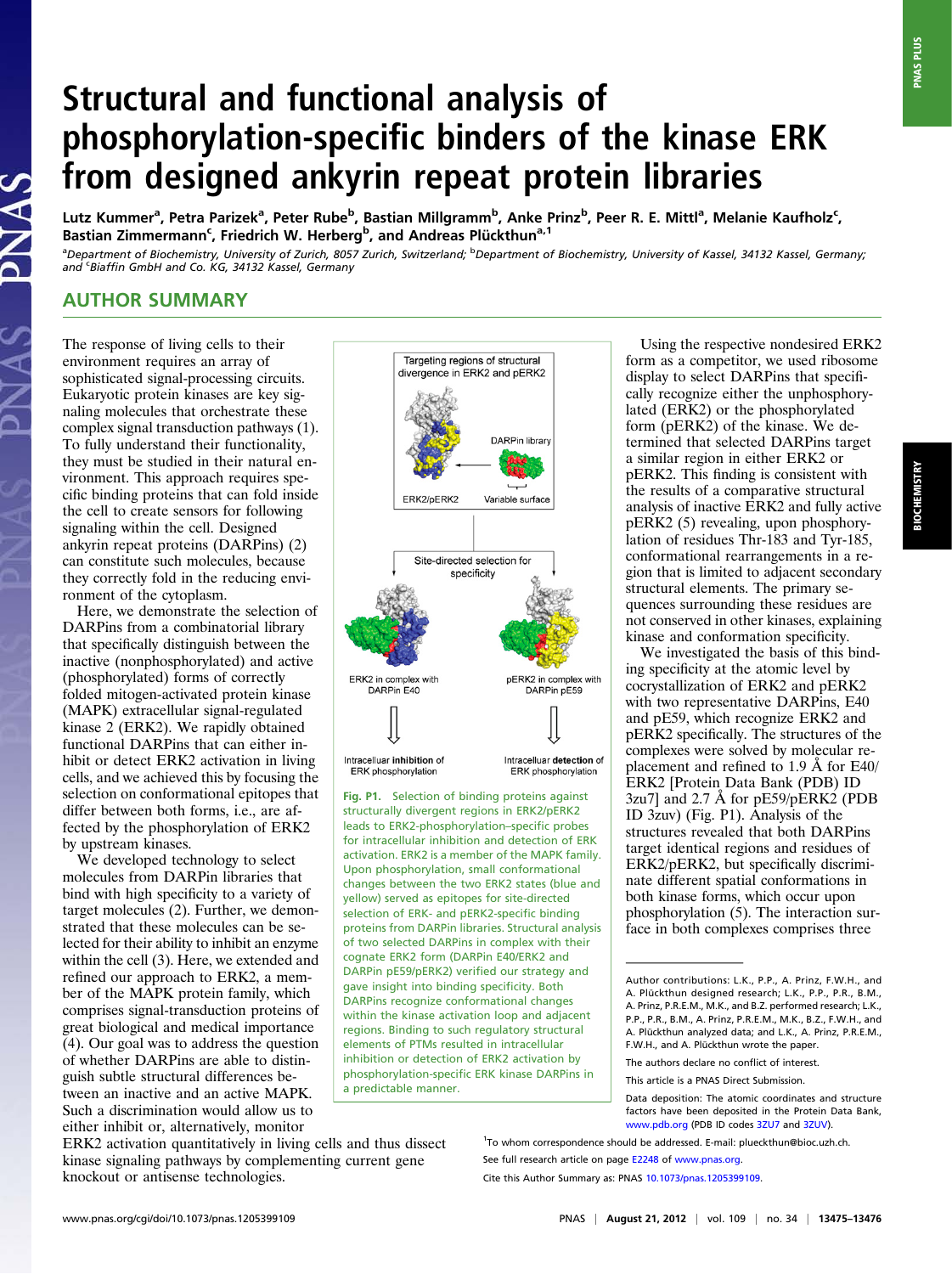# Structural and functional analysis of phosphorylation-specific binders of the kinase ERK from designed ankyrin repeat protein libraries

Lutz Kummer[a], Petra Parizek[a], Peter Rube[b], Bastian Millgramm[b], Anke Prinz[b], Peer R. E. Mittl[a], Melanie Kaufholz[c], Bastian Zimmermann[c], Friedrich W. Herberg[b], and Andreas Plückthun[a,1]

[a]Department of Biochemistry, University of Zurich, 8057 Zurich, Switzerland; [b]Department of Biochemistry, University of Kassel, 34132 Kassel, Germany; and [c]Biaffin GmbH and Co. KG, 34132 Kassel, Germany

## AUTHOR SUMMARY

The response of living cells to their environment requires an array of sophisticated signal-processing circuits. Eukaryotic protein kinases are key signaling molecules that orchestrate these complex signal transduction pathways (1). To fully understand their functionality, they must be studied in their natural environment. This approach requires specific binding proteins that can fold inside the cell to create sensors for following signaling within the cell. Designed ankyrin repeat proteins (DARPins) (2) can constitute such molecules, because they correctly fold in the reducing environment of the cytoplasm.

Here, we demonstrate the selection of DARPins from a combinatorial library that specifically distinguish between the inactive (nonphosphorylated) and active (phosphorylated) forms of correctly folded mitogen-activated protein kinase (MAPK) extracellular signal-regulated kinase 2 (ERK2). We rapidly obtained functional DARPins that can either inhibit or detect ERK2 activation in living cells, and we achieved this by focusing the selection on conformational epitopes that differ between both forms, i.e., are affected by the phosphorylation of ERK2 by upstream kinases.

We developed technology to select molecules from DARPin libraries that bind with high specificity to a variety of target molecules (2). Further, we demonstrated that these molecules can be selected for their ability to inhibit an enzyme within the cell (3). Here, we extended and refined our approach to ERK2, a member of the MAPK protein family, which comprises signal-transduction proteins of great biological and medical importance (4). Our goal was to address the question of whether DARPins are able to distinguish subtle structural differences between an inactive and an active MAPK. Such a discrimination would allow us to either inhibit or, alternatively, monitor ERK2 activation quantitatively in living cells and thus dissect kinase signaling pathways by complementing current gene knockout or antisense technologies.

Fig. P1. Selection of binding proteins against structurally divergent regions in ERK2/pERK2 leads to ERK2-phosphorylation–specific probes for intracellular inhibition and detection of ERK activation. ERK2 is a member of the MAPK family. Upon phosphorylation, small conformational changes between the two ERK2 states (blue and yellow) served as epitopes for site-directed selection of ERK- and pERK2-specific binding proteins from DARPin libraries. Structural analysis of two selected DARPins in complex with their cognate ERK2 form (DARPin E40/ERK2 and DARPin pE59/pERK2) verified our strategy and gave insight into binding specificity. Both DARPins recognize conformational changes within the kinase activation loop and adjacent regions. Binding to such regulatory structural elements of PTMs resulted in intracellular inhibition or detection of ERK2 activation by phosphorylation-specific ERK kinase DARPins in a predictable manner.

Using the respective nondesired ERK2 form as a competitor, we used ribosome display to select DARPins that specifically recognize either the unphosphorylated (ERK2) or the phosphorylated form (pERK2) of the kinase. We determined that selected DARPins target a similar region in either ERK2 or pERK2. This finding is consistent with the results of a comparative structural analysis of inactive ERK2 and fully active pERK2 (5) revealing, upon phosphorylation of residues Thr-183 and Tyr-185, conformational rearrangements in a region that is limited to adjacent secondary structural elements. The primary sequences surrounding these residues are not conserved in other kinases, explaining kinase and conformation specificity.

We investigated the basis of this binding specificity at the atomic level by cocrystallization of ERK2 and pERK2 with two representative DARPins, E40 and pE59, which recognize ERK2 and pERK2 specifically. The structures of the complexes were solved by molecular replacement and refined to 1.9 Å for E40/ERK2 [Protein Data Bank (PDB) ID 3zu7] and 2.7 Å for pE59/pERK2 (PDB ID 3zuv) (Fig. P1). Analysis of the structures revealed that both DARPins target identical regions and residues of ERK2/pERK2, but specifically discriminate different spatial conformations in both kinase forms, which occur upon phosphorylation (5). The interaction surface in both complexes comprises three

Author contributions: L.K., P.P., A. Prinz, F.W.H., and A. Plückthun designed research; L.K., P.P., P.R., B.M., A. Prinz, P.R.E.M., M.K., and B.Z. performed research; L.K., P.P., P.R., B.M., A. Prinz, P.R.E.M., M.K., B.Z., F.W.H., and A. Plückthun analyzed data; and L.K., A. Prinz, P.R.E.M., F.W.H., and A. Plückthun wrote the paper.

The authors declare no conflict of interest.

This article is a PNAS Direct Submission.

Data deposition: The atomic coordinates and structure factors have been deposited in the Protein Data Bank, www.pdb.org (PDB ID codes 3ZU7 and 3ZUV).

[1]To whom correspondence should be addressed. E-mail: plueckthun@bioc.uzh.ch.

See full research article on page E2248 of www.pnas.org.

Cite this Author Summary as: PNAS 10.1073/pnas.1205399109.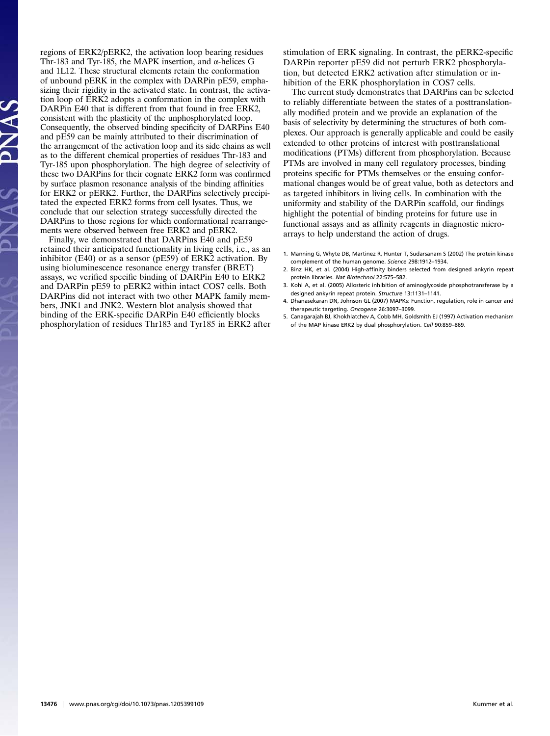regions of ERK2/pERK2, the activation loop bearing residues Thr-183 and Tyr-185, the MAPK insertion, and α-helices G and 1L12. These structural elements retain the conformation of unbound pERK in the complex with DARPin pE59, emphasizing their rigidity in the activated state. In contrast, the activation loop of ERK2 adopts a conformation in the complex with DARPin E40 that is different from that found in free ERK2, consistent with the plasticity of the unphosphorylated loop. Consequently, the observed binding specificity of DARPins E40 and pE59 can be mainly attributed to their discrimination of the arrangement of the activation loop and its side chains as well as to the different chemical properties of residues Thr-183 and Tyr-185 upon phosphorylation. The high degree of selectivity of these two DARPins for their cognate ERK2 form was confirmed by surface plasmon resonance analysis of the binding affinities for ERK2 or pERK2. Further, the DARPins selectively precipitated the expected ERK2 forms from cell lysates. Thus, we conclude that our selection strategy successfully directed the DARPins to those regions for which conformational rearrangements were observed between free ERK2 and pERK2.

Finally, we demonstrated that DARPins E40 and pE59 retained their anticipated functionality in living cells, i.e., as an inhibitor (E40) or as a sensor (pE59) of ERK2 activation. By using bioluminescence resonance energy transfer (BRET) assays, we verified specific binding of DARPin E40 to ERK2 and DARPin pE59 to pERK2 within intact COS7 cells. Both DARPins did not interact with two other MAPK family members, JNK1 and JNK2. Western blot analysis showed that binding of the ERK-specific DARPin E40 efficiently blocks phosphorylation of residues Thr183 and Tyr185 in ERK2 after stimulation of ERK signaling. In contrast, the pERK2-specific DARPin reporter pE59 did not perturb ERK2 phosphorylation, but detected ERK2 activation after stimulation or inhibition of the ERK phosphorylation in COS7 cells.

The current study demonstrates that DARPins can be selected to reliably differentiate between the states of a posttranslationally modified protein and we provide an explanation of the basis of selectivity by determining the structures of both complexes. Our approach is generally applicable and could be easily extended to other proteins of interest with posttranslational modifications (PTMs) different from phosphorylation. Because PTMs are involved in many cell regulatory processes, binding proteins specific for PTMs themselves or the ensuing conformational changes would be of great value, both as detectors and as targeted inhibitors in living cells. In combination with the uniformity and stability of the DARPin scaffold, our findings highlight the potential of binding proteins for future use in functional assays and as affinity reagents in diagnostic microarrays to help understand the action of drugs.

1. Manning G, Whyte DB, Martinez R, Hunter T, Sudarsanam S (2002) The protein kinase complement of the human genome. *Science* 298:1912–1934.
2. Binz HK, et al. (2004) High-affinity binders selected from designed ankyrin repeat protein libraries. *Nat Biotechnol* 22:575–582.
3. Kohl A, et al. (2005) Allosteric inhibition of aminoglycoside phosphotransferase by a designed ankyrin repeat protein. *Structure* 13:1131–1141.
4. Dhanasekaran DN, Johnson GL (2007) MAPKs: Function, regulation, role in cancer and therapeutic targeting. *Oncogene* 26:3097–3099.
5. Canagarajah BJ, Khokhlatchev A, Cobb MH, Goldsmith EJ (1997) Activation mechanism of the MAP kinase ERK2 by dual phosphorylation. *Cell* 90:859–869.